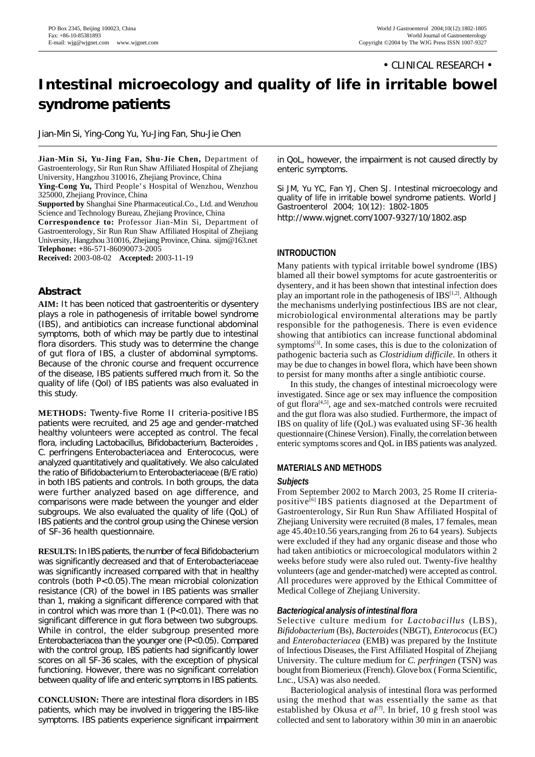• CLINICAL RESEARCH •

# Intestinal microecology and quality of life in irritable bowel syndrome patients

Jian-Min Si, Ying-Cong Yu, Yu-Jing Fan, Shu-Jie Chen

**Jian-Min Si, Yu-Jing Fan, Shu-Jie Chen,** Department of Gastroenterology, Sir Run Run Shaw Affiliated Hospital of Zhejiang University, Hangzhou 310016, Zhejiang Province, China

**Ying-Cong Yu,** Third People's Hospital of Wenzhou, Wenzhou 325000, Zhejiang Province, China

**Supported by** Shanghai Sine Pharmaceutical.Co., Ltd. and Wenzhou Science and Technology Bureau, Zhejiang Province, China

**Correspondence to:** Professor Jian-Min Si, Department of Gastroenterology, Sir Run Run Shaw Affiliated Hospital of Zhejiang University, Hangzhou 310016, Zhejiang Province, China. sijm@163.net

**Telephone:** +86-571-86090073-2005

**Received:** 2003-08-02 **Accepted:** 2003-11-19

## Abstract

**AIM:** It has been noticed that gastroenteritis or dysentery plays a role in pathogenesis of irritable bowel syndrome (IBS), and antibiotics can increase functional abdominal symptoms, both of which may be partly due to intestinal flora disorders. This study was to determine the change of gut flora of IBS, a cluster of abdominal symptoms. Because of the chronic course and frequent occurrence of the disease, IBS patients suffered much from it. So the quality of life (Qol) of IBS patients was also evaluated in this study.

**METHODS:** Twenty-five Rome II criteria-positive IBS patients were recruited, and 25 age and gender-matched healthy volunteers were accepted as control. The fecal flora, including *Lactobacillus*, *Bifidobacterium*, *Bacteroides* , *C. perfringens Enterobacteriacea* and *Enterococus*, were analyzed quantitatively and qualitatively. We also calculated the ratio of *Bifidobacterium* to *Enterobacteriaceae* (B/E ratio) in both IBS patients and controls. In both groups, the data were further analyzed based on age difference, and comparisons were made between the younger and elder subgroups. We also evaluated the quality of life (QoL) of IBS patients and the control group using the Chinese version of SF-36 health questionnaire.

**RESULTS:** In IBS patients, the number of fecal *Bifidobacterium* was significantly decreased and that of *Enterobacteriaceae* was significantly increased compared with that in healthy controls (both $P<0.05$).The mean microbial colonization resistance (CR) of the bowel in IBS patients was smaller than 1, making a significant difference compared with that in control which was more than 1 ($P<0.01$). There was no significant difference in gut flora between two subgroups. While in control, the elder subgroup presented more *Enterobacteriacea* than the younger one ($P<0.05$). Compared with the control group, IBS patients had significantly lower scores on all SF-36 scales, with the exception of physical functioning. However, there was no significant correlation between quality of life and enteric symptoms in IBS patients.

**CONCLUSION:** There are intestinal flora disorders in IBS patients, which may be involved in triggering the IBS-like symptoms. IBS patients experience significant impairment in QoL, however, the impairment is not caused directly by enteric symptoms.

Si JM, Yu YC, Fan YJ, Chen SJ. Intestinal microecology and quality of life in irritable bowel syndrome patients. World J Gastroenterol 2004; 10(12): 1802-1805

http://www.wjgnet.com/1007-9327/10/1802.asp

## INTRODUCTION

Many patients with typical irritable bowel syndrome (IBS) blamed all their bowel symptoms for acute gastroenteritis or dysentery, and it has been shown that intestinal infection does play an important role in the pathogenesis of IBS[1,2]. Although the mechanisms underlying postinfectious IBS are not clear, microbiological environmental alterations may be partly responsible for the pathogenesis. There is even evidence showing that antibiotics can increase functional abdominal symptoms[3]. In some cases, this is due to the colonization of pathogenic bacteria such as *Clostridium difficile*. In others it may be due to changes in bowel flora, which have been shown to persist for many months after a single antibiotic course.

In this study, the changes of intestinal microecology were investigated. Since age or sex may influence the composition of gut flora[4,5], age and sex-matched controls were recruited and the gut flora was also studied. Furthermore, the impact of IBS on quality of life (QoL) was evaluated using SF-36 health questionnaire (Chinese Version). Finally, the correlation between enteric symptoms scores and QoL in IBS patients was analyzed.

## MATERIALS AND METHODS

### Subjects

From September 2002 to March 2003, 25 Rome II criteria-positive[6] IBS patients diagnosed at the Department of Gastroenterology, Sir Run Run Shaw Affiliated Hospital of Zhejiang University were recruited (8 males, 17 females, mean age 45.40±10.56 years,ranging from 26 to 64 years). Subjects were excluded if they had any organic disease and those who had taken antibiotics or microecological modulators within 2 weeks before study were also ruled out. Twenty-five healthy volunteers (age and gender-matched) were accepted as control. All procedures were approved by the Ethical Committee of Medical College of Zhejiang University.

### Bacteriogical analysis of intestinal flora

Selective culture medium for *Lactobacillus* (LBS), *Bifidobacterium* (Bs), *Bacteroides* (NBGT), *Enterococus* (EC) and *Enterobacteriacea* (EMB) was prepared by the Institute of Infectious Diseases, the First Affiliated Hospital of Zhejiang University. The culture medium for *C. perfringen* (TSN) was bought from Biomerieux (French). Glove box ( Forma Scientific, Lnc., USA) was also needed.

Bacteriological analysis of intestinal flora was performed using the method that was essentially the same as that established by Okusa *et al*[7]. In brief, 10 g fresh stool was collected and sent to laboratory within 30 min in an anaerobic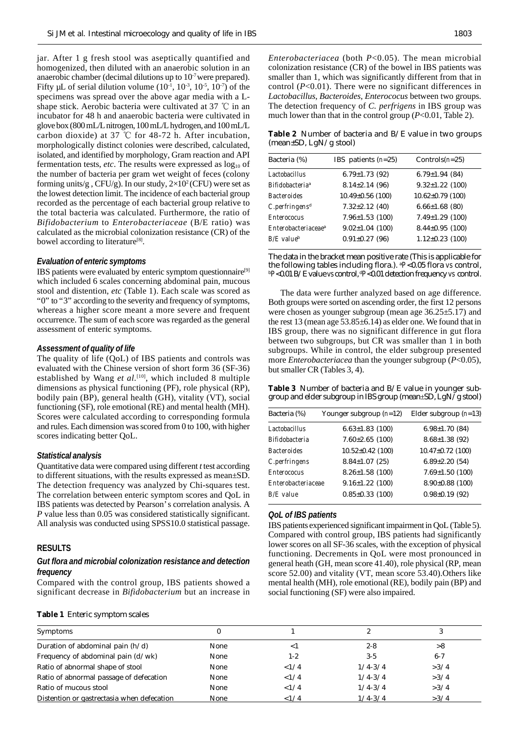jar. After 1 g fresh stool was aseptically quantified and homogenized, then diluted with an anaerobic solution in an anaerobic chamber (decimal dilutions up to $10^{-7}$ were prepared). Fifty μL of serial dilution volume ($10^{-1}$, $10^{-3}$, $10^{-5}$, $10^{-7}$) of the specimens was spread over the above agar media with a L-shape stick. Aerobic bacteria were cultivated at 37 ℃ in an incubator for 48 h and anaerobic bacteria were cultivated in glove box (800 mL/L nitrogen, 100 mL/L hydrogen, and 100 mL/L carbon dioxide) at 37 ℃ for 48-72 h. After incubation, morphologically distinct colonies were described, calculated, isolated, and identified by morphology, Gram reaction and API fermentation tests, *etc*. The results were expressed as $\log_{10}$ of the number of bacteria per gram wet weight of feces (colony forming units/g , CFU/g). In our study, $2\times10^2$ (CFU) were set as the lowest detection limit. The incidence of each bacterial group recorded as the percentage of each bacterial group relative to the total bacteria was calculated. Furthermore, the ratio of *Bifidobacterium* to *Enterobacteriaceae* (B/E ratio) was calculated as the microbial colonization resistance (CR) of the bowel according to literature[8].

### Evaluation of enteric symptoms

IBS patients were evaluated by enteric symptom questionnaire[9] which included 6 scales concerning abdominal pain, mucous stool and distention, *etc* (Table 1). Each scale was scored as "0" to "3" according to the severity and frequency of symptoms, whereas a higher score meant a more severe and frequent occurrence. The sum of each score was regarded as the general assessment of enteric symptoms.

### Assessment of quality of life

The quality of life (QoL) of IBS patients and controls was evaluated with the Chinese version of short form 36 (SF-36) established by Wang *et al*.[10], which included 8 multiple dimensions as physical functioning (PF), role physical (RP), bodily pain (BP), general health (GH), vitality (VT), social functioning (SF), role emotional (RE) and mental health (MH). Scores were calculated according to corresponding formula and rules. Each dimension was scored from 0 to 100, with higher scores indicating better QoL.

### Statistical analysis

Quantitative data were compared using different *t* test according to different situations, with the results expressed as mean±SD. The detection frequency was analyzed by Chi-squares test. The correlation between enteric symptom scores and QoL in IBS patients was detected by Pearson's correlation analysis. A *P* value less than 0.05 was considered statistically significant. All analysis was conducted using SPSS10.0 statistical passage.

## RESULTS

### Gut flora and microbial colonization resistance and detection frequency

Compared with the control group, IBS patients showed a significant decrease in *Bifidobacterium* but an increase in *Enterobacteriacea* (both $P<0.05$). The mean microbial colonization resistance (CR) of the bowel in IBS patients was smaller than 1, which was significantly different from that in control ($P<0.01$). There were no significant differences in *Lactobacillus*, *Bacteroides*, *Enterococus* between two groups. The detection frequency of *C. perfrigens* in IBS group was much lower than that in the control group ($P<0.01$, Table 2).

**Table 2** Number of bacteria and B/E value in two groups (mean±SD, LgN/g stool)

| Bacteria (%) | IBS patients ($n$=25) | Controls($n$=25) |
|---|---|---|
| *Lactobacillus* | 6.79±1.73 (92) | 6.79±1.94 (84) |
| *Bifidobacteria*[a] | 8.14±2.14 (96) | 9.32±1.22 (100) |
| *Bacteroides* | 10.49±0.56 (100) | 10.62±0.79 (100) |
| *C.perfringens*[d] | 7.32±2.12 (40) | 6.66±1.68 (80) |
| *Enterococus* | 7.96±1.53 (100) | 7.49±1.29 (100) |
| *Enterobacteriaceae*[a] | 9.02±1.04 (100) | 8.44±0.95 (100) |
| B/E value[b] | 0.91±0.27 (96) | 1.12±0.23 (100) |

The data in the bracket mean positive rate (This is applicable for the following tables including flora.). [a]$P<0.05$ flora *vs* control, [b]$P<0.01$ B/E value *vs* control, [d]$P<0.01$ detection frequency *vs* control.

The data were further analyzed based on age difference. Both groups were sorted on ascending order, the first 12 persons were chosen as younger subgroup (mean age 36.25±5.17) and the rest 13 (mean age 53.85±6.14) as elder one. We found that in IBS group, there was no significant difference in gut flora between two subgroups, but CR was smaller than 1 in both subgroups. While in control, the elder subgroup presented more *Enterobacteriacea* than the younger subgroup ($P<0.05$), but smaller CR (Tables 3, 4).

**Table 3** Number of bacteria and B/E value in younger subgroup and elder subgroup in IBS group (mean±SD, LgN/g stool)

| Bacteria (%) | Younger subgroup ($n$=12) | Elder subgroup ($n$=13) |
|---|---|---|
| *Lactobacillus* | 6.63±1.83 (100) | 6.98±1.70 (84) |
| *Bifidobacteria* | 7.60±2.65 (100) | 8.68±1.38 (92) |
| *Bacteroides* | 10.52±0.42 (100) | 10.47±0.72 (100) |
| *C.perfringens* | 8.84±1.07 (25) | 6.89±2.20 (54) |
| *Enterococus* | 8.26±1.58 (100) | 7.69±1.50 (100) |
| *Enterobacteriaceae* | 9.16±1.22 (100) | 8.90±0.88 (100) |
| B/E value | 0.85±0.33 (100) | 0.98±0.19 (92) |

### QoL of IBS patients

IBS patients experienced significant impairment in QoL (Table 5). Compared with control group, IBS patients had significantly lower scores on all SF-36 scales, with the exception of physical functioning. Decrements in QoL were most pronounced in general health (GH, mean score 41.40), role physical (RP, mean score 52.00) and vitality (VT, mean score 53.40).Others like mental health (MH), role emotional (RE), bodily pain (BP) and social functioning (SF) were also impaired.

**Table 1** Enteric symptom scales

| Symptoms | 0 | 1 | 2 | 3 |
|---|---|---|---|---|
| Duration of abdominal pain (h/d) | None | <1 | 2-8 | >8 |
| Frequency of abdominal pain (d/wk) | None | 1-2 | 3-5 | 6-7 |
| Ratio of abnormal shape of stool | None | <1/4 | 1/4-3/4 | >3/4 |
| Ratio of abnormal passage of defecation | None | <1/4 | 1/4-3/4 | >3/4 |
| Ratio of mucous stool | None | <1/4 | 1/4-3/4 | >3/4 |
| Distention or gastrectasia when defecation | None | <1/4 | 1/4-3/4 | >3/4 |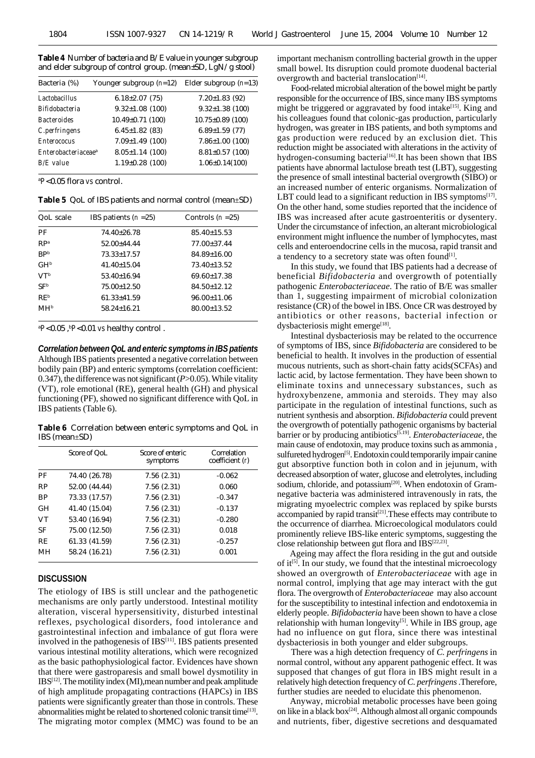**Table 4** Number of bacteria and B/E value in younger subgroup and elder subgroup of control group. (mean±SD, LgN/g stool)

| Bacteria (%) | Younger subgroup ($n$=12) | Elder subgroup ($n$=13) |
|---|---|---|
| *Lactobacillus* | 6.18±2.07 (75) | 7.20±1.83 (92) |
| *Bifidobacteria* | 9.32±1.08 (100) | 9.32±1.38 (100) |
| *Bacteroides* | 10.49±0.71 (100) | 10.75±0.89 (100) |
| *C.perfringens* | 6.45±1.82 (83) | 6.89±1.59 (77) |
| *Enterococus* | 7.09±1.49 (100) | 7.86±1.00 (100) |
| *Enterobacteriaceae*[a] | 8.05±1.14 (100) | 8.81±0.57 (100) |
| B/E value | 1.19±0.28 (100) | 1.06±0.14(100) |

[a]$P$<0.05 flora *vs* control.

**Table 5** QoL of IBS patients and normal control (mean±SD)

| QoL scale | IBS patients ($n$ =25) | Controls ($n$ =25) |
|---|---|---|
| PF | 74.40±26.78 | 85.40±15.53 |
| RP[a] | 52.00±44.44 | 77.00±37.44 |
| BP[b] | 73.33±17.57 | 84.89±16.00 |
| GH[b] | 41.40±15.04 | 73.40±13.52 |
| VT[b] | 53.40±16.94 | 69.60±17.38 |
| SF[b] | 75.00±12.50 | 84.50±12.12 |
| RE[b] | 61.33±41.59 | 96.00±11.06 |
| MH[b] | 58.24±16.21 | 80.00±13.52 |

[a]$P$<0.05 ,[b]$P$<0.01 *vs* healthy control .

***Correlation between QoL and enteric symptoms in IBS patients***

Although IBS patients presented a negative correlation between bodily pain (BP) and enteric symptoms (correlation coefficient: 0.347), the difference was not significant ($P$>0.05). While vitality (VT), role emotional (RE), general health (GH) and physical functioning (PF), showed no significant difference with QoL in IBS patients (Table 6).

**Table 6** Correlation between enteric symptoms and QoL in IBS (mean±SD)

| | Score of QoL | Score of enteric symptoms | Correlation coefficient ($r$) |
|---|---|---|---|
| PF | 74.40 (26.78) | 7.56 (2.31) | -0.062 |
| RP | 52.00 (44.44) | 7.56 (2.31) | 0.060 |
| BP | 73.33 (17.57) | 7.56 (2.31) | -0.347 |
| GH | 41.40 (15.04) | 7.56 (2.31) | -0.137 |
| VT | 53.40 (16.94) | 7.56 (2.31) | -0.280 |
| SF | 75.00 (12.50) | 7.56 (2.31) | 0.018 |
| RE | 61.33 (41.59) | 7.56 (2.31) | -0.257 |
| MH | 58.24 (16.21) | 7.56 (2.31) | 0.001 |

## DISCUSSION

The etiology of IBS is still unclear and the pathogenetic mechanisms are only partly understood. Intestinal motility alteration, visceral hypersensitivity, disturbed intestinal reflexes, psychological disorders, food intolerance and gastrointestinal infection and imbalance of gut flora were involved in the pathogenesis of IBS[11]. IBS patients presented various intestinal motility alterations, which were recognized as the basic pathophysiological factor. Evidences have shown that there were gastroparesis and small bowel dysmotility in IBS[12]. The motility index (MI),mean number and peak amplitude of high amplitude propagating contractions (HAPCs) in IBS patients were significantly greater than those in controls. These abnormalities might be related to shortened colonic transit time[13]. The migrating motor complex (MMC) was found to be an important mechanism controlling bacterial growth in the upper small bowel. Its disruption could promote duodenal bacterial overgrowth and bacterial translocation[14].

Food-related microbial alteration of the bowel might be partly responsible for the occurrence of IBS, since many IBS symptoms might be triggered or aggravated by food intake[15]. King and his colleagues found that colonic-gas production, particularly hydrogen, was greater in IBS patients, and both symptoms and gas production were reduced by an exclusion diet. This reduction might be associated with alterations in the activity of hydrogen-consuming bacteria[16].It has been shown that IBS patients have abnormal lactulose breath test (LBT), suggesting the presence of small intestinal bacterial overgrowth (SIBO) or an increased number of enteric organisms. Normalization of LBT could lead to a significant reduction in IBS symptoms[17]. On the other hand, some studies reported that the incidence of IBS was increased after acute gastroenteritis or dysentery. Under the circumstance of infection, an alterant microbiological environment might influence the number of lymphocytes, mast cells and enteroendocrine cells in the mucosa, rapid transit and a tendency to a secretory state was often found[1].

In this study, we found that IBS patients had a decrease of beneficial *Bifidobacteria* and overgrowth of potentially pathogenic *Enterobacteriaceae*. The ratio of B/E was smaller than 1, suggesting impairment of microbial colonization resistance (CR) of the bowel in IBS. Once CR was destroyed by antibiotics or other reasons, bacterial infection or dysbacteriosis might emerge[18].

Intestinal dysbacteriosis may be related to the occurrence of symptoms of IBS, since *Bifidobacteria* are considered to be beneficial to health. It involves in the production of essential mucous nutrients, such as short-chain fatty acids(SCFAs) and lactic acid, by lactose fermentation. They have been shown to eliminate toxins and unnecessary substances, such as hydroxybenzene, ammonia and steroids. They may also participate in the regulation of intestinal functions, such as nutrient synthesis and absorption. *Bifidobacteria* could prevent the overgrowth of potentially pathogenic organisms by bacterial barrier or by producing antibiotics[5,19]. *Enterobacteriaceae*, the main cause of endotoxin, may produce toxins such as ammonia , sulfureted hydrogen[5]. Endotoxin could temporarily impair canine gut absorptive function both in colon and in jejunum, with decreased absorption of water, glucose and eletrolytes, including sodium, chloride, and potassium[20]. When endotoxin of Gram-negative bacteria was administered intravenously in rats, the migrating myoelectric complex was replaced by spike bursts accompanied by rapid transit[21].These effects may contribute to the occurrence of diarrhea. Microecological modulators could prominently relieve IBS-like enteric symptoms, suggesting the close relationship between gut flora and IBS[22,23].

Ageing may affect the flora residing in the gut and outside of it[5]. In our study, we found that the intestinal microecology showed an overgrowth of *Enterobacteriaceae* with age in normal control, implying that age may interact with the gut flora. The overgrowth of *Enterobacteriaceae* may also account for the susceptibility to intestinal infection and endotoxemia in elderly people. *Bifidobacteria* have been shown to have a close relationship with human longevity[5]. While in IBS group, age had no influence on gut flora, since there was intestinal dysbacteriosis in both younger and elder subgroups.

There was a high detection frequency of *C. perfringens* in normal control, without any apparent pathogenic effect. It was supposed that changes of gut flora in IBS might result in a relatively high detection frequency of *C. perfringens* .Therefore, further studies are needed to elucidate this phenomenon.

Anyway, microbial metabolic processes have been going on like in a black box[24]. Although almost all organic compounds and nutrients, fiber, digestive secretions and desquamated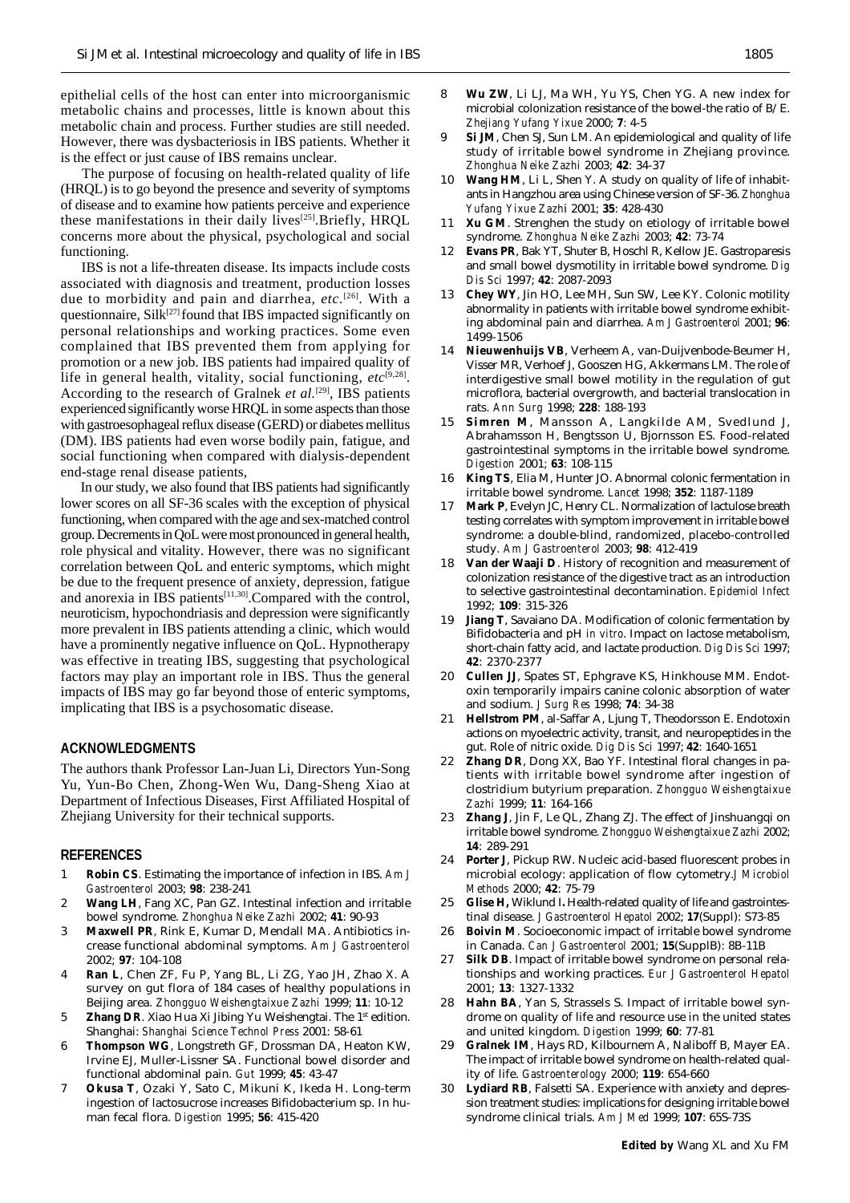epithelial cells of the host can enter into microorganismic metabolic chains and processes, little is known about this metabolic chain and process. Further studies are still needed. However, there was dysbacteriosis in IBS patients. Whether it is the effect or just cause of IBS remains unclear.

The purpose of focusing on health-related quality of life (HRQL) is to go beyond the presence and severity of symptoms of disease and to examine how patients perceive and experience these manifestations in their daily lives[25].Briefly, HRQL concerns more about the physical, psychological and social functioning.

IBS is not a life-threaten disease. Its impacts include costs associated with diagnosis and treatment, production losses due to morbidity and pain and diarrhea, *etc*.[26]. With a questionnaire, Silk[27] found that IBS impacted significantly on personal relationships and working practices. Some even complained that IBS prevented them from applying for promotion or a new job. IBS patients had impaired quality of life in general health, vitality, social functioning, *etc*[9,28]. According to the research of Gralnek *et al*.[29], IBS patients experienced significantly worse HRQL in some aspects than those with gastroesophageal reflux disease (GERD) or diabetes mellitus (DM). IBS patients had even worse bodily pain, fatigue, and social functioning when compared with dialysis-dependent end-stage renal disease patients,

In our study, we also found that IBS patients had significantly lower scores on all SF-36 scales with the exception of physical functioning, when compared with the age and sex-matched control group. Decrements in QoL were most pronounced in general health, role physical and vitality. However, there was no significant correlation between QoL and enteric symptoms, which might be due to the frequent presence of anxiety, depression, fatigue and anorexia in IBS patients[11,30].Compared with the control, neuroticism, hypochondriasis and depression were significantly more prevalent in IBS patients attending a clinic, which would have a prominently negative influence on QoL. Hypnotherapy was effective in treating IBS, suggesting that psychological factors may play an important role in IBS. Thus the general impacts of IBS may go far beyond those of enteric symptoms, implicating that IBS is a psychosomatic disease.

## ACKNOWLEDGMENTS

The authors thank Professor Lan-Juan Li, Directors Yun-Song Yu, Yun-Bo Chen, Zhong-Wen Wu, Dang-Sheng Xiao at Department of Infectious Diseases, First Affiliated Hospital of Zhejiang University for their technical supports.

## REFERENCES

1. **Robin CS**. Estimating the importance of infection in IBS. *Am J Gastroenterol* 2003; **98**: 238-241
2. **Wang LH**, Fang XC, Pan GZ. Intestinal infection and irritable bowel syndrome. *Zhonghua Neike Zazhi* 2002; **41**: 90-93
3. **Maxwell PR**, Rink E, Kumar D, Mendall MA. Antibiotics increase functional abdominal symptoms. *Am J Gastroenterol* 2002; **97**: 104-108
4. **Ran L**, Chen ZF, Fu P, Yang BL, Li ZG, Yao JH, Zhao X. A survey on gut flora of 184 cases of healthy populations in Beijing area. *Zhongguo Weishengtaixue Zazhi* 1999; **11**: 10-12
5. **Zhang DR**. Xiao Hua Xi Jibing Yu Weishengtai. The 1st edition. Shanghai: *Shanghai Science Technol Press* 2001: 58-61
6. **Thompson WG**, Longstreth GF, Drossman DA, Heaton KW, Irvine EJ, Muller-Lissner SA. Functional bowel disorder and functional abdominal pain. *Gut* 1999; **45**: 43-47
7. **Okusa T**, Ozaki Y, Sato C, Mikuni K, Ikeda H. Long-term ingestion of lactosucrose increases Bifidobacterium sp. In human fecal flora. *Digestion* 1995; **56**: 415-420
8. **Wu ZW**, Li LJ, Ma WH, Yu YS, Chen YG. A new index for microbial colonization resistance of the bowel-the ratio of B/E. *Zhejiang Yufang Yixue* 2000; **7**: 4-5
9. **Si JM**, Chen SJ, Sun LM. An epidemiological and quality of life study of irritable bowel syndrome in Zhejiang province. *Zhonghua Neike Zazhi* 2003; **42**: 34-37
10. **Wang HM**, Li L, Shen Y. A study on quality of life of inhabitants in Hangzhou area using Chinese version of SF-36. *Zhonghua Yufang Yixue Zazhi* 2001; **35**: 428-430
11. **Xu GM**. Strenghen the study on etiology of irritable bowel syndrome. *Zhonghua Neike Zazhi* 2003; **42**: 73-74
12. **Evans PR**, Bak YT, Shuter B, Hoschl R, Kellow JE. Gastroparesis and small bowel dysmotility in irritable bowel syndrome. *Dig Dis Sci* 1997; **42**: 2087-2093
13. **Chey WY**, Jin HO, Lee MH, Sun SW, Lee KY. Colonic motility abnormality in patients with irritable bowel syndrome exhibiting abdominal pain and diarrhea. *Am J Gastroenterol* 2001; **96**: 1499-1506
14. **Nieuwenhuijs VB**, Verheem A, van-Duijvenbode-Beumer H, Visser MR, Verhoef J, Gooszen HG, Akkermans LM. The role of interdigestive small bowel motility in the regulation of gut microflora, bacterial overgrowth, and bacterial translocation in rats. *Ann Surg* 1998; **228**: 188-193
15. **Simren M**, Mansson A, Langkilde AM, Svedlund J, Abrahamsson H, Bengtsson U, Bjornsson ES. Food-related gastrointestinal symptoms in the irritable bowel syndrome. *Digestion* 2001; **63**: 108-115
16. **King TS**, Elia M, Hunter JO. Abnormal colonic fermentation in irritable bowel syndrome. *Lancet* 1998; **352**: 1187-1189
17. **Mark P**, Evelyn JC, Henry CL. Normalization of lactulose breath testing correlates with symptom improvement in irritable bowel syndrome: a double-blind, randomized, placebo-controlled study. *Am J Gastroenterol* 2003; **98**: 412-419
18. **Van der Waaji D**. History of recognition and measurement of colonization resistance of the digestive tract as an introduction to selective gastrointestinal decontamination. *Epidemiol Infect* 1992; **109**: 315-326
19. **Jiang T**, Savaiano DA. Modification of colonic fermentation by Bifidobacteria and pH *in vitro*. Impact on lactose metabolism, short-chain fatty acid, and lactate production. *Dig Dis Sci* 1997; **42**: 2370-2377
20. **Cullen JJ**, Spates ST, Ephgrave KS, Hinkhouse MM. Endotoxin temporarily impairs canine colonic absorption of water and sodium. *J Surg Res* 1998; **74**: 34-38
21. **Hellstrom PM**, al-Saffar A, Ljung T, Theodorsson E. Endotoxin actions on myoelectric activity, transit, and neuropeptides in the gut. Role of nitric oxide. *Dig Dis Sci* 1997; **42**: 1640-1651
22. **Zhang DR**, Dong XX, Bao YF. Intestinal floral changes in patients with irritable bowel syndrome after ingestion of clostridium butyrium preparation. *Zhongguo Weishengtaixue Zazhi* 1999; **11**: 164-166
23. **Zhang J**, Jin F, Le QL, Zhang ZJ. The effect of Jinshuangqi on irritable bowel syndrome. *Zhongguo Weishengtaixue Zazhi* 2002; **14**: 289-291
24. **Porter J**, Pickup RW. Nucleic acid-based fluorescent probes in microbial ecology: application of flow cytometry.*J Microbiol Methods* 2000; **42**: 75-79
25. **Glise H,** Wiklund I**.** Health-related quality of life and gastrointestinal disease. *J Gastroenterol Hepatol* 2002; **17**(Suppl): S73-85
26. **Boivin M**. Socioeconomic impact of irritable bowel syndrome in Canada. *Can J Gastroenterol* 2001; **15**(SupplB): 8B-11B
27. **Silk DB**. Impact of irritable bowel syndrome on personal relationships and working practices. *Eur J Gastroenterol Hepatol* 2001; **13**: 1327-1332
28. **Hahn BA**, Yan S, Strassels S. Impact of irritable bowel syndrome on quality of life and resource use in the united states and united kingdom. *Digestion* 1999; **60**: 77-81
29. **Gralnek IM**, Hays RD, Kilbournem A, Naliboff B, Mayer EA. The impact of irritable bowel syndrome on health-related quality of life. *Gastroenterology* 2000; **119**: 654-660
30. **Lydiard RB**, Falsetti SA. Experience with anxiety and depression treatment studies: implications for designing irritable bowel syndrome clinical trials. *Am J Med* 1999; **107**: 65S-73S

**Edited by** Wang XL and Xu FM